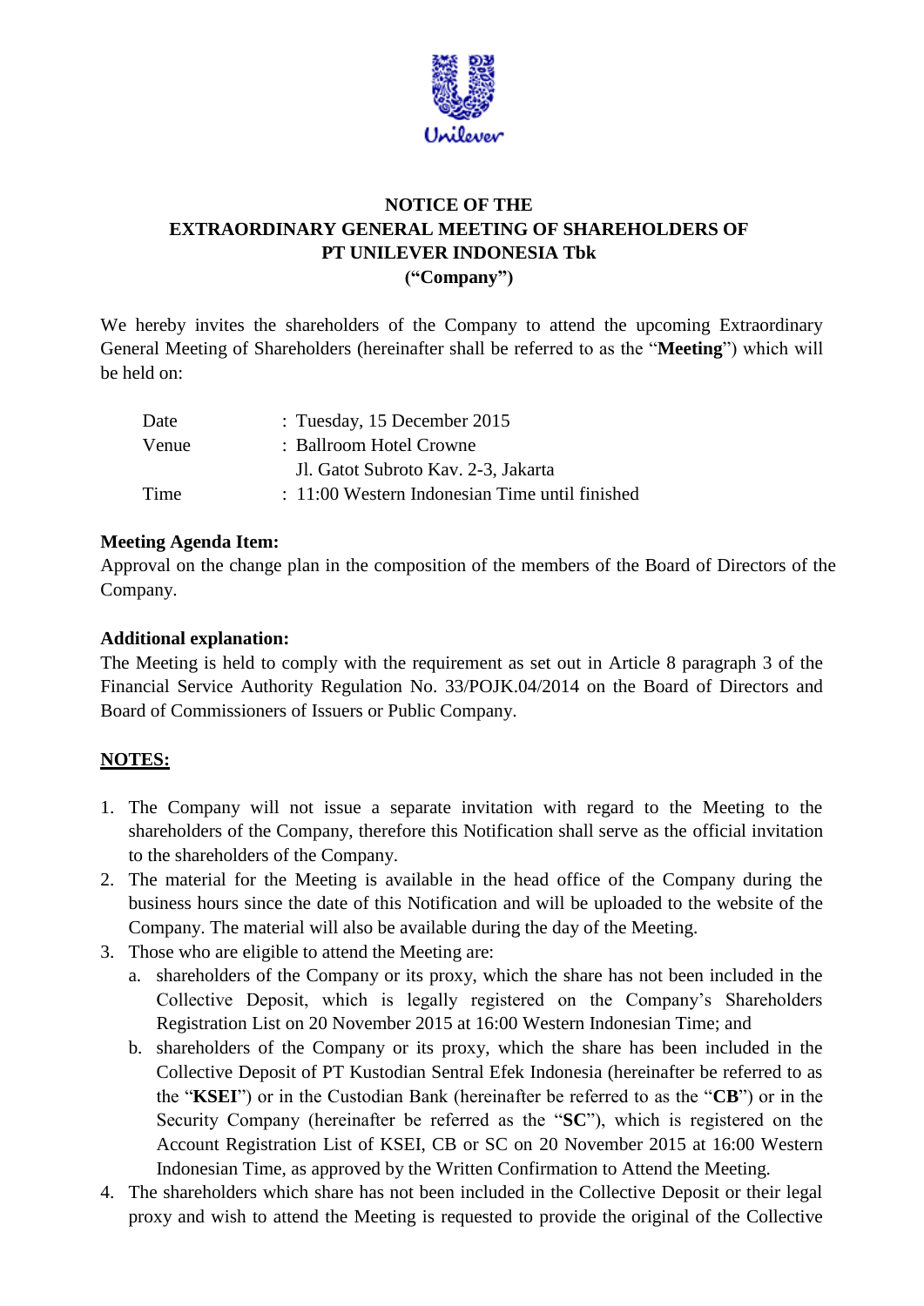# NOTICE OF THE EXTRAORDINARY GENERAL MEETING OF SHAREHOLDERS OF PT UNILEVER INDONESIA Tbk (“Company”)

We hereby invites the shareholders of the Company to attend the upcoming Extraordinary General Meeting of Shareholders (hereinafter shall be referred to as the “**Meeting**”) which will be held on:

| | |
|---|---|
| Date | : Tuesday, 15 December 2015 |
| Venue | : Ballroom Hotel Crowne<br>Jl. Gatot Subroto Kav. 2-3, Jakarta |
| Time | : 11:00 Western Indonesian Time until finished |

**Meeting Agenda Item:**
Approval on the change plan in the composition of the members of the Board of Directors of the Company.

**Additional explanation:**
The Meeting is held to comply with the requirement as set out in Article 8 paragraph 3 of the Financial Service Authority Regulation No. 33/POJK.04/2014 on the Board of Directors and Board of Commissioners of Issuers or Public Company.

**NOTES:**

1. The Company will not issue a separate invitation with regard to the Meeting to the shareholders of the Company, therefore this Notification shall serve as the official invitation to the shareholders of the Company.
2. The material for the Meeting is available in the head office of the Company during the business hours since the date of this Notification and will be uploaded to the website of the Company. The material will also be available during the day of the Meeting.
3. Those who are eligible to attend the Meeting are:
   a. shareholders of the Company or its proxy, which the share has not been included in the Collective Deposit, which is legally registered on the Company’s Shareholders Registration List on 20 November 2015 at 16:00 Western Indonesian Time; and
   b. shareholders of the Company or its proxy, which the share has been included in the Collective Deposit of PT Kustodian Sentral Efek Indonesia (hereinafter be referred to as the “**KSEI**”) or in the Custodian Bank (hereinafter be referred to as the “**CB**”) or in the Security Company (hereinafter be referred as the “**SC**”), which is registered on the Account Registration List of KSEI, CB or SC on 20 November 2015 at 16:00 Western Indonesian Time, as approved by the Written Confirmation to Attend the Meeting.
4. The shareholders which share has not been included in the Collective Deposit or their legal proxy and wish to attend the Meeting is requested to provide the original of the Collective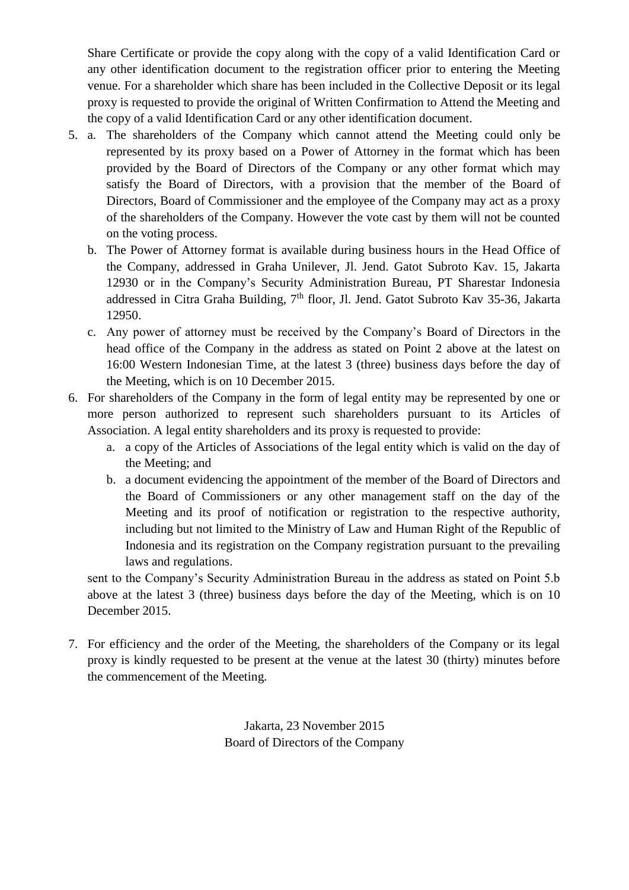Share Certificate or provide the copy along with the copy of a valid Identification Card or any other identification document to the registration officer prior to entering the Meeting venue. For a shareholder which share has been included in the Collective Deposit or its legal proxy is requested to provide the original of Written Confirmation to Attend the Meeting and the copy of a valid Identification Card or any other identification document.

5. a. The shareholders of the Company which cannot attend the Meeting could only be represented by its proxy based on a Power of Attorney in the format which has been provided by the Board of Directors of the Company or any other format which may satisfy the Board of Directors, with a provision that the member of the Board of Directors, Board of Commissioner and the employee of the Company may act as a proxy of the shareholders of the Company. However the vote cast by them will not be counted on the voting process.
   b. The Power of Attorney format is available during business hours in the Head Office of the Company, addressed in Graha Unilever, Jl. Jend. Gatot Subroto Kav. 15, Jakarta 12930 or in the Company's Security Administration Bureau, PT Sharestar Indonesia addressed in Citra Graha Building, 7th floor, Jl. Jend. Gatot Subroto Kav 35-36, Jakarta 12950.
   c. Any power of attorney must be received by the Company's Board of Directors in the head office of the Company in the address as stated on Point 2 above at the latest on 16:00 Western Indonesian Time, at the latest 3 (three) business days before the day of the Meeting, which is on 10 December 2015.
6. For shareholders of the Company in the form of legal entity may be represented by one or more person authorized to represent such shareholders pursuant to its Articles of Association. A legal entity shareholders and its proxy is requested to provide:
   a. a copy of the Articles of Associations of the legal entity which is valid on the day of the Meeting; and
   b. a document evidencing the appointment of the member of the Board of Directors and the Board of Commissioners or any other management staff on the day of the Meeting and its proof of notification or registration to the respective authority, including but not limited to the Ministry of Law and Human Right of the Republic of Indonesia and its registration on the Company registration pursuant to the prevailing laws and regulations.

   sent to the Company's Security Administration Bureau in the address as stated on Point 5.b above at the latest 3 (three) business days before the day of the Meeting, which is on 10 December 2015.

7. For efficiency and the order of the Meeting, the shareholders of the Company or its legal proxy is kindly requested to be present at the venue at the latest 30 (thirty) minutes before the commencement of the Meeting.

Jakarta, 23 November 2015
Board of Directors of the Company